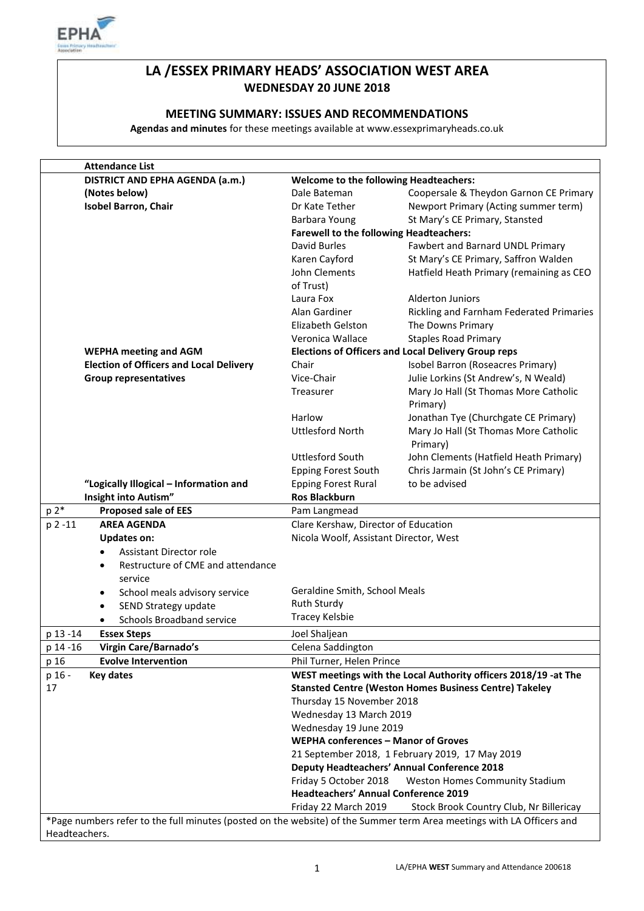# LA /ESSEX PRIMARY HEADS' ASSOCIATION WEST AREA

## WEDNESDAY 20 JUNE 2018

### MEETING SUMMARY: ISSUES AND RECOMMENDATIONS

**Agendas and minutes** for these meetings available at www.essexprimaryheads.co.uk

| | **Attendance List** | | |
|---|---|---|---|
| | **DISTRICT AND EPHA AGENDA (a.m.) (Notes below)** | **Welcome to the following Headteachers:** | |
| | **Isobel Barron, Chair** | Dale Bateman | Coopersale & Theydon Garnon CE Primary |
| | | Dr Kate Tether | Newport Primary (Acting summer term) |
| | | Barbara Young | St Mary's CE Primary, Stansted |
| | | **Farewell to the following Headteachers:** | |
| | | David Burles | Fawbert and Barnard UNDL Primary |
| | | Karen Cayford | St Mary's CE Primary, Saffron Walden |
| | | John Clements | Hatfield Heath Primary (remaining as CEO of Trust) |
| | | Laura Fox | Alderton Juniors |
| | | Alan Gardiner | Rickling and Farnham Federated Primaries |
| | | Elizabeth Gelston | The Downs Primary |
| | | Veronica Wallace | Staples Road Primary |
| | **WEPHA meeting and AGM** | **Elections of Officers and Local Delivery Group reps** | |
| | **Election of Officers and Local Delivery Group representatives** | Chair | Isobel Barron (Roseacres Primary) |
| | | Vice-Chair | Julie Lorkins (St Andrew's, N Weald) |
| | | Treasurer | Mary Jo Hall (St Thomas More Catholic Primary) |
| | | Harlow | Jonathan Tye (Churchgate CE Primary) |
| | | Uttlesford North | Mary Jo Hall (St Thomas More Catholic Primary) |
| | | Uttlesford South | John Clements (Hatfield Heath Primary) |
| | | Epping Forest South | Chris Jarmain (St John's CE Primary) |
| | **"Logically Illogical – Information and Insight into Autism"** | Epping Forest Rural | to be advised |
| | | **Ros Blackburn** | |
| p 2* | **Proposed sale of EES** | Pam Langmead | |
| p 2 -11 | **AREA AGENDA** | Clare Kershaw, Director of Education | |
| | **Updates on:** | Nicola Woolf, Assistant Director, West | |
| | • Assistant Director role | | |
| | • Restructure of CME and attendance service | | |
| | • School meals advisory service | Geraldine Smith, School Meals | |
| | • SEND Strategy update | Ruth Sturdy | |
| | • Schools Broadband service | Tracey Kelsbie | |
| p 13 -14 | **Essex Steps** | Joel Shaljean | |
| p 14 -16 | **Virgin Care/Barnado's** | Celena Saddington | |
| p 16 | **Evolve Intervention** | Phil Turner, Helen Prince | |
| p 16 - 17 | **Key dates** | **WEST meetings with the Local Authority officers 2018/19 -at The Stansted Centre (Weston Homes Business Centre) Takeley** | |
| | | Thursday 15 November 2018 | |
| | | Wednesday 13 March 2019 | |
| | | Wednesday 19 June 2019 | |
| | | **WEPHA conferences – Manor of Groves** | |
| | | 21 September 2018, 1 February 2019, 17 May 2019 | |
| | | **Deputy Headteachers' Annual Conference 2018** | |
| | | Friday 5 October 2018 | Weston Homes Community Stadium |
| | | **Headteachers' Annual Conference 2019** | |
| | | Friday 22 March 2019 | Stock Brook Country Club, Nr Billericay |

*Page numbers refer to the full minutes (posted on the website) of the Summer term Area meetings with LA Officers and Headteachers.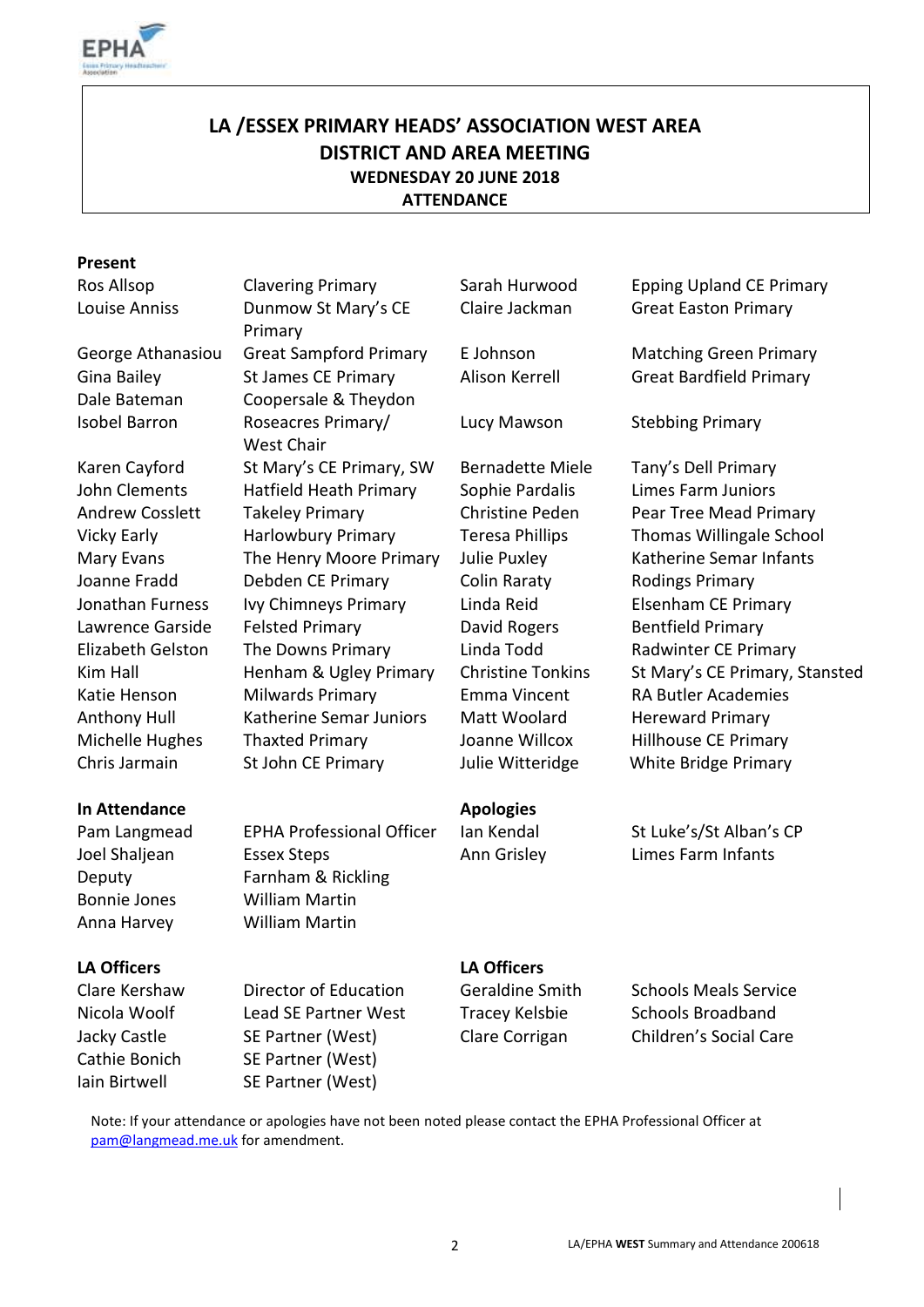# LA /ESSEX PRIMARY HEADS' ASSOCIATION WEST AREA
## DISTRICT AND AREA MEETING
### WEDNESDAY 20 JUNE 2018
### ATTENDANCE

**Present**

| Name | School | Name | School |
|---|---|---|---|
| Ros Allsop | Clavering Primary | Sarah Hurwood | Epping Upland CE Primary |
| Louise Anniss | Dunmow St Mary's CE Primary | Claire Jackman | Great Easton Primary |
| George Athanasiou | Great Sampford Primary | E Johnson | Matching Green Primary |
| Gina Bailey | St James CE Primary | Alison Kerrell | Great Bardfield Primary |
| Dale Bateman | Coopersale & Theydon | | |
| Isobel Barron | Roseacres Primary/ West Chair | Lucy Mawson | Stebbing Primary |
| Karen Cayford | St Mary's CE Primary, SW | Bernadette Miele | Tany's Dell Primary |
| John Clements | Hatfield Heath Primary | Sophie Pardalis | Limes Farm Juniors |
| Andrew Cosslett | Takeley Primary | Christine Peden | Pear Tree Mead Primary |
| Vicky Early | Harlowbury Primary | Teresa Phillips | Thomas Willingale School |
| Mary Evans | The Henry Moore Primary | Julie Puxley | Katherine Semar Infants |
| Joanne Fradd | Debden CE Primary | Colin Raraty | Rodings Primary |
| Jonathan Furness | Ivy Chimneys Primary | Linda Reid | Elsenham CE Primary |
| Lawrence Garside | Felsted Primary | David Rogers | Bentfield Primary |
| Elizabeth Gelston | The Downs Primary | Linda Todd | Radwinter CE Primary |
| Kim Hall | Henham & Ugley Primary | Christine Tonkins | St Mary's CE Primary, Stansted |
| Katie Henson | Milwards Primary | Emma Vincent | RA Butler Academies |
| Anthony Hull | Katherine Semar Juniors | Matt Woolard | Hereward Primary |
| Michelle Hughes | Thaxted Primary | Joanne Willcox | Hillhouse CE Primary |
| Chris Jarmain | St John CE Primary | Julie Witteridge | White Bridge Primary |

**In Attendance**

| Name | Role |
|---|---|
| Pam Langmead | EPHA Professional Officer |
| Joel Shaljean | Essex Steps |
| Deputy | Farnham & Rickling |
| Bonnie Jones | William Martin |
| Anna Harvey | William Martin |

**Apologies**

| Name | School |
|---|---|
| Ian Kendal | St Luke's/St Alban's CP |
| Ann Grisley | Limes Farm Infants |

**LA Officers**

| Name | Role | Name | Role |
|---|---|---|---|
| Clare Kershaw | Director of Education | Geraldine Smith | Schools Meals Service |
| Nicola Woolf | Lead SE Partner West | Tracey Kelsbie | Schools Broadband |
| Jacky Castle | SE Partner (West) | Clare Corrigan | Children's Social Care |
| Cathie Bonich | SE Partner (West) | | |
| Iain Birtwell | SE Partner (West) | | |

Note: If your attendance or apologies have not been noted please contact the EPHA Professional Officer at pam@langmead.me.uk for amendment.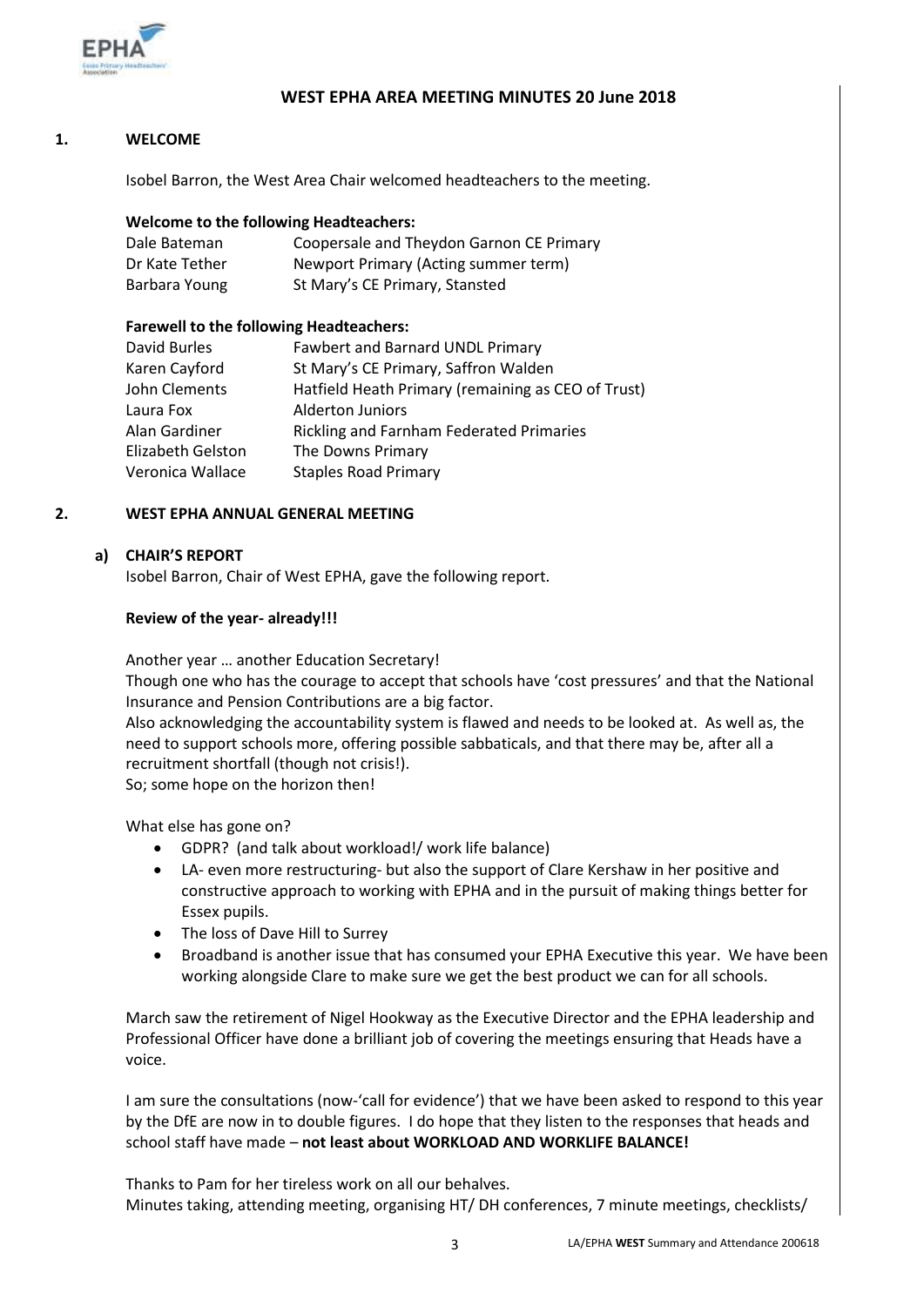## WEST EPHA AREA MEETING MINUTES 20 June 2018

### 1. WELCOME

Isobel Barron, the West Area Chair welcomed headteachers to the meeting.

**Welcome to the following Headteachers:**

| | |
|---|---|
| Dale Bateman | Coopersale and Theydon Garnon CE Primary |
| Dr Kate Tether | Newport Primary (Acting summer term) |
| Barbara Young | St Mary's CE Primary, Stansted |

**Farewell to the following Headteachers:**

| | |
|---|---|
| David Burles | Fawbert and Barnard UNDL Primary |
| Karen Cayford | St Mary's CE Primary, Saffron Walden |
| John Clements | Hatfield Heath Primary (remaining as CEO of Trust) |
| Laura Fox | Alderton Juniors |
| Alan Gardiner | Rickling and Farnham Federated Primaries |
| Elizabeth Gelston | The Downs Primary |
| Veronica Wallace | Staples Road Primary |

### 2. WEST EPHA ANNUAL GENERAL MEETING

**a) CHAIR'S REPORT**

Isobel Barron, Chair of West EPHA, gave the following report.

**Review of the year- already!!!**

Another year … another Education Secretary!
Though one who has the courage to accept that schools have 'cost pressures' and that the National Insurance and Pension Contributions are a big factor.
Also acknowledging the accountability system is flawed and needs to be looked at. As well as, the need to support schools more, offering possible sabbaticals, and that there may be, after all a recruitment shortfall (though not crisis!).
So; some hope on the horizon then!

What else has gone on?

- GDPR? (and talk about workload!/ work life balance)
- LA- even more restructuring- but also the support of Clare Kershaw in her positive and constructive approach to working with EPHA and in the pursuit of making things better for Essex pupils.
- The loss of Dave Hill to Surrey
- Broadband is another issue that has consumed your EPHA Executive this year. We have been working alongside Clare to make sure we get the best product we can for all schools.

March saw the retirement of Nigel Hookway as the Executive Director and the EPHA leadership and Professional Officer have done a brilliant job of covering the meetings ensuring that Heads have a voice.

I am sure the consultations (now-'call for evidence') that we have been asked to respond to this year by the DfE are now in to double figures. I do hope that they listen to the responses that heads and school staff have made – **not least about WORKLOAD AND WORKLIFE BALANCE!**

Thanks to Pam for her tireless work on all our behalves.
Minutes taking, attending meeting, organising HT/ DH conferences, 7 minute meetings, checklists/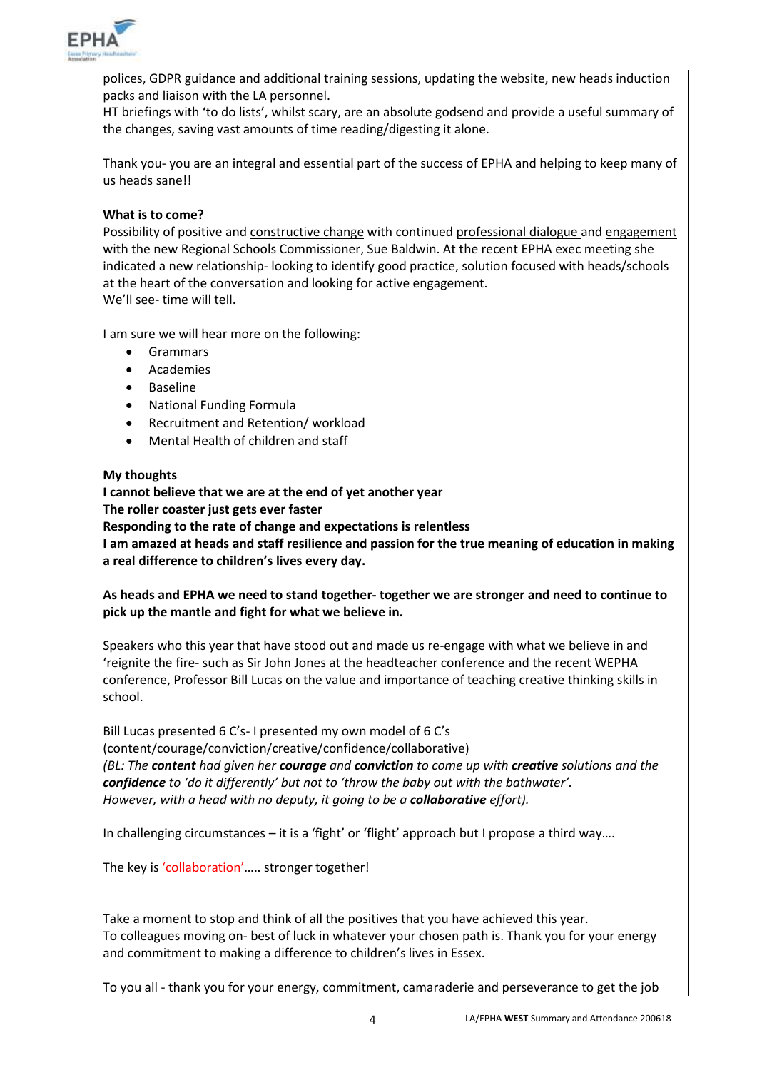polices, GDPR guidance and additional training sessions, updating the website, new heads induction packs and liaison with the LA personnel.
HT briefings with 'to do lists', whilst scary, are an absolute godsend and provide a useful summary of the changes, saving vast amounts of time reading/digesting it alone.

Thank you- you are an integral and essential part of the success of EPHA and helping to keep many of us heads sane!!

**What is to come?**
Possibility of positive and constructive change with continued professional dialogue and engagement with the new Regional Schools Commissioner, Sue Baldwin. At the recent EPHA exec meeting she indicated a new relationship- looking to identify good practice, solution focused with heads/schools at the heart of the conversation and looking for active engagement.
We'll see- time will tell.

I am sure we will hear more on the following:

- Grammars
- Academies
- Baseline
- National Funding Formula
- Recruitment and Retention/ workload
- Mental Health of children and staff

**My thoughts**
**I cannot believe that we are at the end of yet another year**
**The roller coaster just gets ever faster**
**Responding to the rate of change and expectations is relentless**
**I am amazed at heads and staff resilience and passion for the true meaning of education in making a real difference to children's lives every day.**

**As heads and EPHA we need to stand together- together we are stronger and need to continue to pick up the mantle and fight for what we believe in.**

Speakers who this year that have stood out and made us re-engage with what we believe in and 'reignite the fire- such as Sir John Jones at the headteacher conference and the recent WEPHA conference, Professor Bill Lucas on the value and importance of teaching creative thinking skills in school.

Bill Lucas presented 6 C's- I presented my own model of 6 C's (content/courage/conviction/creative/confidence/collaborative)
*(BL: The **content** had given her **courage** and **conviction** to come up with **creative** solutions and the **confidence** to 'do it differently' but not to 'throw the baby out with the bathwater'.*
*However, with a head with no deputy, it going to be a **collaborative** effort).*

In challenging circumstances – it is a 'fight' or 'flight' approach but I propose a third way….

The key is 'collaboration'….. stronger together!

Take a moment to stop and think of all the positives that you have achieved this year.
To colleagues moving on- best of luck in whatever your chosen path is. Thank you for your energy and commitment to making a difference to children's lives in Essex.

To you all - thank you for your energy, commitment, camaraderie and perseverance to get the job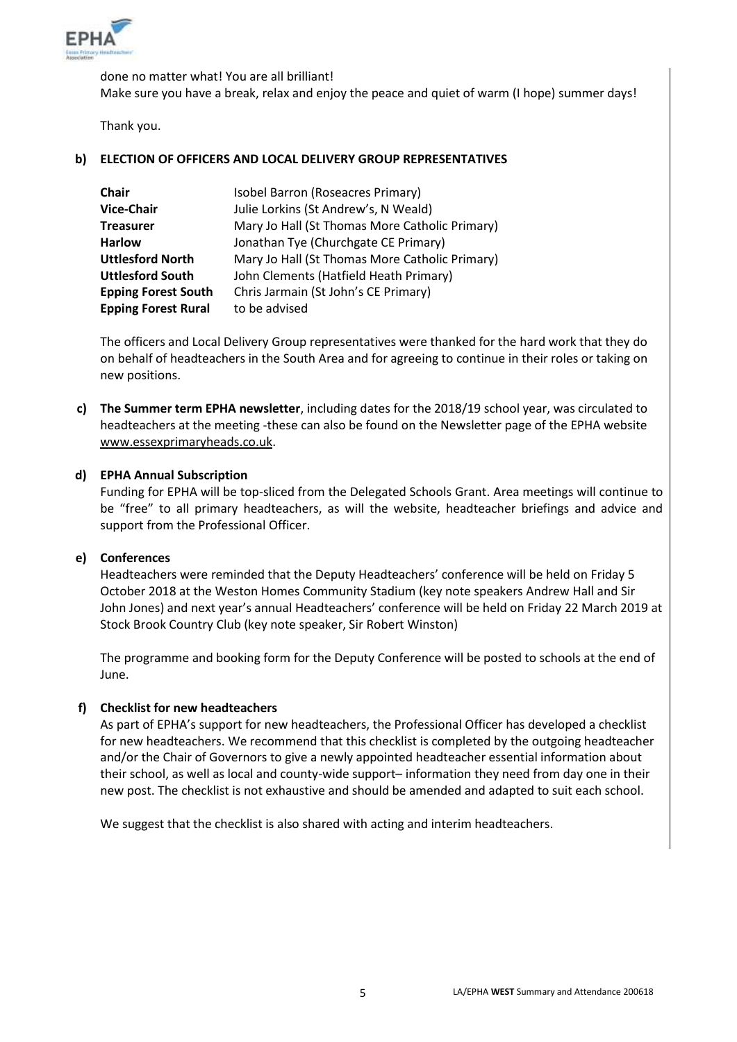done no matter what! You are all brilliant!
Make sure you have a break, relax and enjoy the peace and quiet of warm (I hope) summer days!

Thank you.

**b) ELECTION OF OFFICERS AND LOCAL DELIVERY GROUP REPRESENTATIVES**

| | |
|---|---|
| **Chair** | Isobel Barron (Roseacres Primary) |
| **Vice-Chair** | Julie Lorkins (St Andrew's, N Weald) |
| **Treasurer** | Mary Jo Hall (St Thomas More Catholic Primary) |
| **Harlow** | Jonathan Tye (Churchgate CE Primary) |
| **Uttlesford North** | Mary Jo Hall (St Thomas More Catholic Primary) |
| **Uttlesford South** | John Clements (Hatfield Heath Primary) |
| **Epping Forest South** | Chris Jarmain (St John's CE Primary) |
| **Epping Forest Rural** | to be advised |

The officers and Local Delivery Group representatives were thanked for the hard work that they do on behalf of headteachers in the South Area and for agreeing to continue in their roles or taking on new positions.

**c) The Summer term EPHA newsletter**, including dates for the 2018/19 school year, was circulated to headteachers at the meeting -these can also be found on the Newsletter page of the EPHA website www.essexprimaryheads.co.uk.

**d) EPHA Annual Subscription**

Funding for EPHA will be top-sliced from the Delegated Schools Grant. Area meetings will continue to be "free" to all primary headteachers, as will the website, headteacher briefings and advice and support from the Professional Officer.

**e) Conferences**

Headteachers were reminded that the Deputy Headteachers' conference will be held on Friday 5 October 2018 at the Weston Homes Community Stadium (key note speakers Andrew Hall and Sir John Jones) and next year's annual Headteachers' conference will be held on Friday 22 March 2019 at Stock Brook Country Club (key note speaker, Sir Robert Winston)

The programme and booking form for the Deputy Conference will be posted to schools at the end of June.

**f) Checklist for new headteachers**

As part of EPHA's support for new headteachers, the Professional Officer has developed a checklist for new headteachers. We recommend that this checklist is completed by the outgoing headteacher and/or the Chair of Governors to give a newly appointed headteacher essential information about their school, as well as local and county-wide support– information they need from day one in their new post. The checklist is not exhaustive and should be amended and adapted to suit each school.

We suggest that the checklist is also shared with acting and interim headteachers.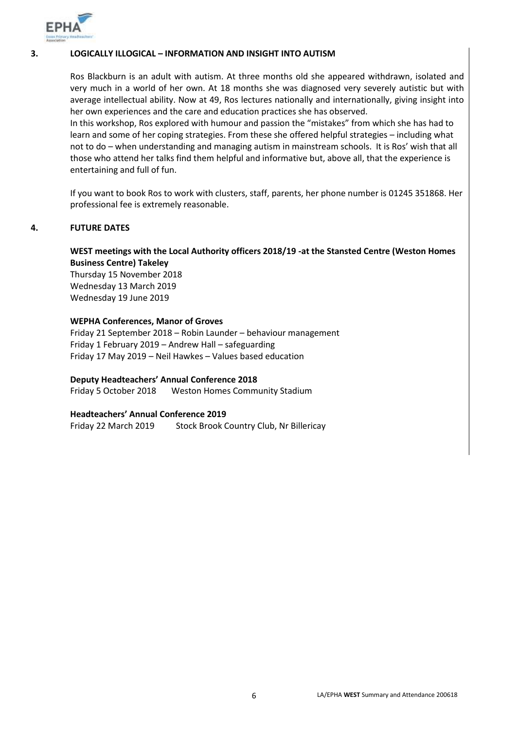## 3. LOGICALLY ILLOGICAL – INFORMATION AND INSIGHT INTO AUTISM

Ros Blackburn is an adult with autism. At three months old she appeared withdrawn, isolated and very much in a world of her own. At 18 months she was diagnosed very severely autistic but with average intellectual ability. Now at 49, Ros lectures nationally and internationally, giving insight into her own experiences and the care and education practices she has observed.

In this workshop, Ros explored with humour and passion the "mistakes" from which she has had to learn and some of her coping strategies. From these she offered helpful strategies – including what not to do – when understanding and managing autism in mainstream schools. It is Ros' wish that all those who attend her talks find them helpful and informative but, above all, that the experience is entertaining and full of fun.

If you want to book Ros to work with clusters, staff, parents, her phone number is 01245 351868. Her professional fee is extremely reasonable.

## 4. FUTURE DATES

**WEST meetings with the Local Authority officers 2018/19 -at the Stansted Centre (Weston Homes Business Centre) Takeley**

Thursday 15 November 2018
Wednesday 13 March 2019
Wednesday 19 June 2019

**WEPHA Conferences, Manor of Groves**

Friday 21 September 2018 – Robin Launder – behaviour management
Friday 1 February 2019 – Andrew Hall – safeguarding
Friday 17 May 2019 – Neil Hawkes – Values based education

**Deputy Headteachers' Annual Conference 2018**

Friday 5 October 2018 Weston Homes Community Stadium

**Headteachers' Annual Conference 2019**

Friday 22 March 2019 Stock Brook Country Club, Nr Billericay